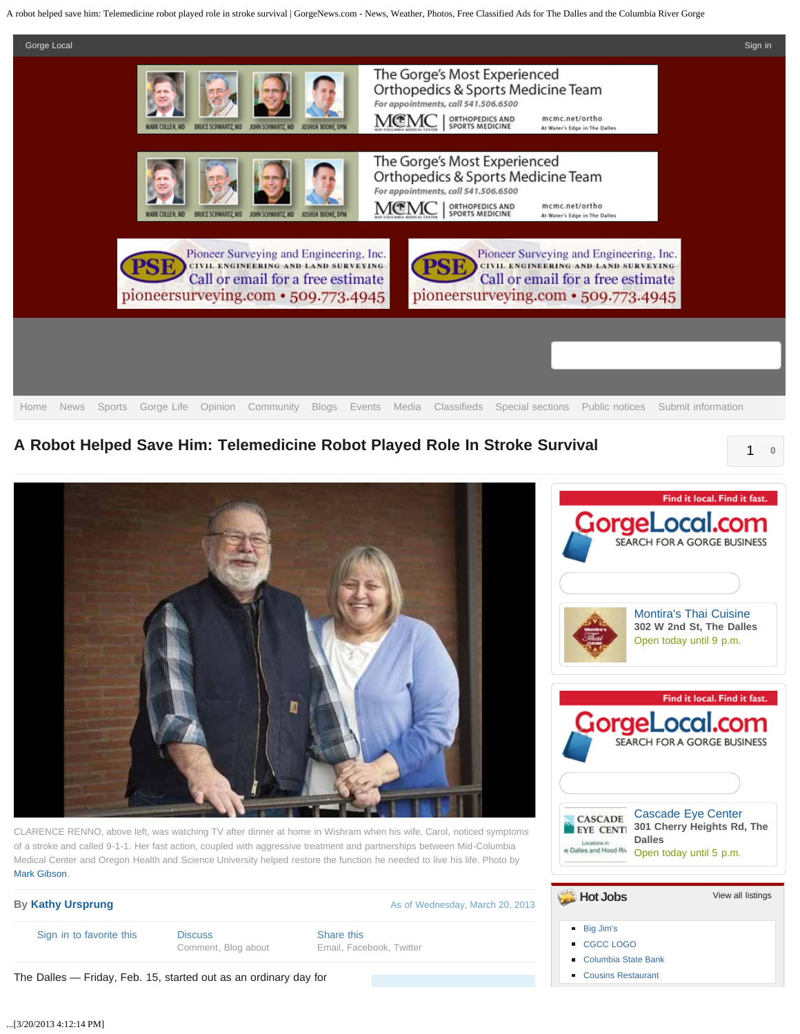# A Robot Helped Save Him: Telemedicine Robot Played Role In Stroke Survival

CLARENCE RENNO, above left, was watching TV after dinner at home in Wishram when his wife, Carol, noticed symptoms of a stroke and called 9-1-1. Her fast action, coupled with aggressive treatment and partnerships between Mid-Columbia Medical Center and Oregon Health and Science University helped restore the function he needed to live his life. Photo by Mark Gibson.

By **Kathy Ursprung**

As of Wednesday, March 20, 2013

The Dalles — Friday, Feb. 15, started out as an ordinary day for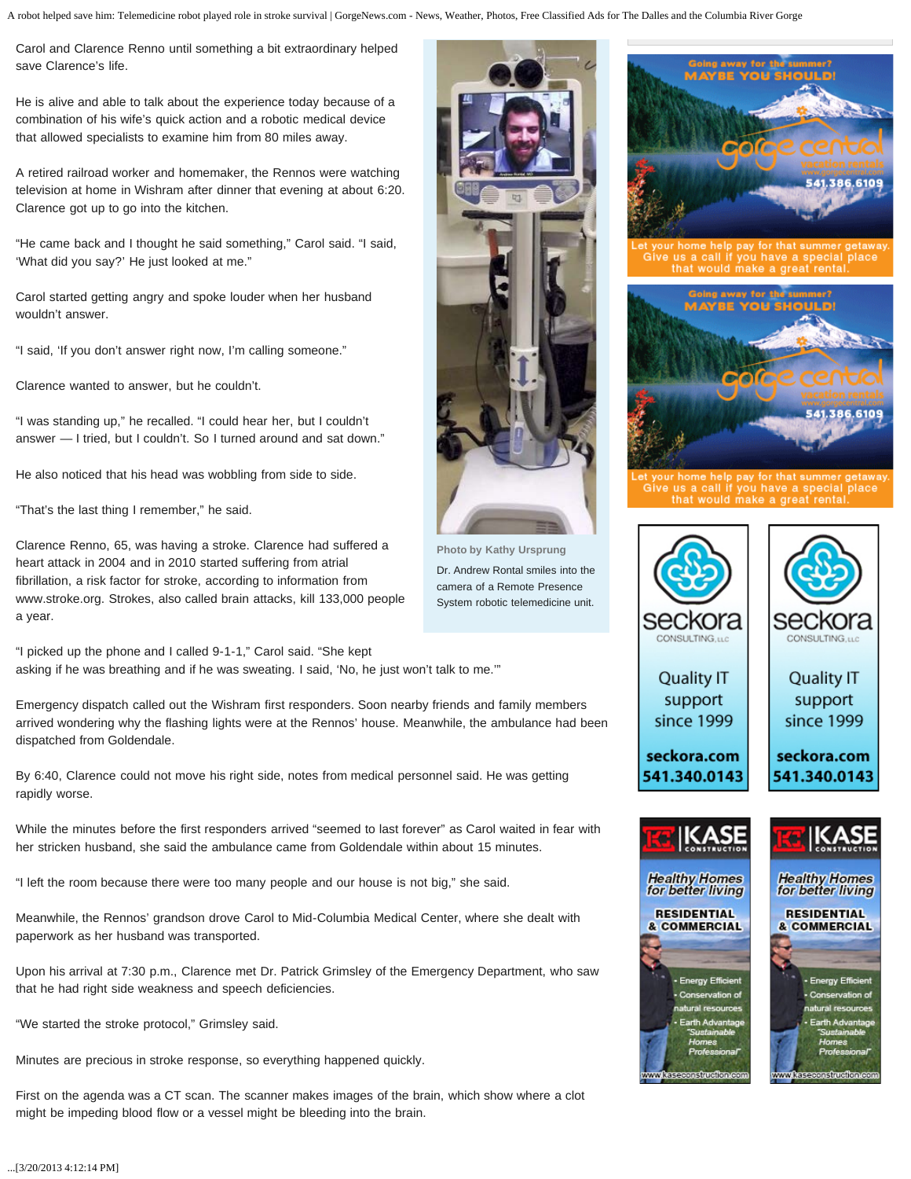Carol and Clarence Renno until something a bit extraordinary helped save Clarence's life.

He is alive and able to talk about the experience today because of a combination of his wife's quick action and a robotic medical device that allowed specialists to examine him from 80 miles away.

A retired railroad worker and homemaker, the Rennos were watching television at home in Wishram after dinner that evening at about 6:20. Clarence got up to go into the kitchen.

"He came back and I thought he said something," Carol said. "I said, 'What did you say?' He just looked at me."

Carol started getting angry and spoke louder when her husband wouldn't answer.

"I said, 'If you don't answer right now, I'm calling someone.'"

Clarence wanted to answer, but he couldn't.

"I was standing up," he recalled. "I could hear her, but I couldn't answer — I tried, but I couldn't. So I turned around and sat down."

He also noticed that his head was wobbling from side to side.

"That's the last thing I remember," he said.

Clarence Renno, 65, was having a stroke. Clarence had suffered a heart attack in 2004 and in 2010 started suffering from atrial fibrillation, a risk factor for stroke, according to information from www.stroke.org. Strokes, also called brain attacks, kill 133,000 people a year.

Photo by Kathy Ursprung

Dr. Andrew Rontal smiles into the camera of a Remote Presence System robotic telemedicine unit.

"I picked up the phone and I called 9-1-1," Carol said. "She kept asking if he was breathing and if he was sweating. I said, 'No, he just won't talk to me.'"

Emergency dispatch called out the Wishram first responders. Soon nearby friends and family members arrived wondering why the flashing lights were at the Rennos' house. Meanwhile, the ambulance had been dispatched from Goldendale.

By 6:40, Clarence could not move his right side, notes from medical personnel said. He was getting rapidly worse.

While the minutes before the first responders arrived "seemed to last forever" as Carol waited in fear with her stricken husband, she said the ambulance came from Goldendale within about 15 minutes.

"I left the room because there were too many people and our house is not big," she said.

Meanwhile, the Rennos' grandson drove Carol to Mid-Columbia Medical Center, where she dealt with paperwork as her husband was transported.

Upon his arrival at 7:30 p.m., Clarence met Dr. Patrick Grimsley of the Emergency Department, who saw that he had right side weakness and speech deficiencies.

"We started the stroke protocol," Grimsley said.

Minutes are precious in stroke response, so everything happened quickly.

First on the agenda was a CT scan. The scanner makes images of the brain, which show where a clot might be impeding blood flow or a vessel might be bleeding into the brain.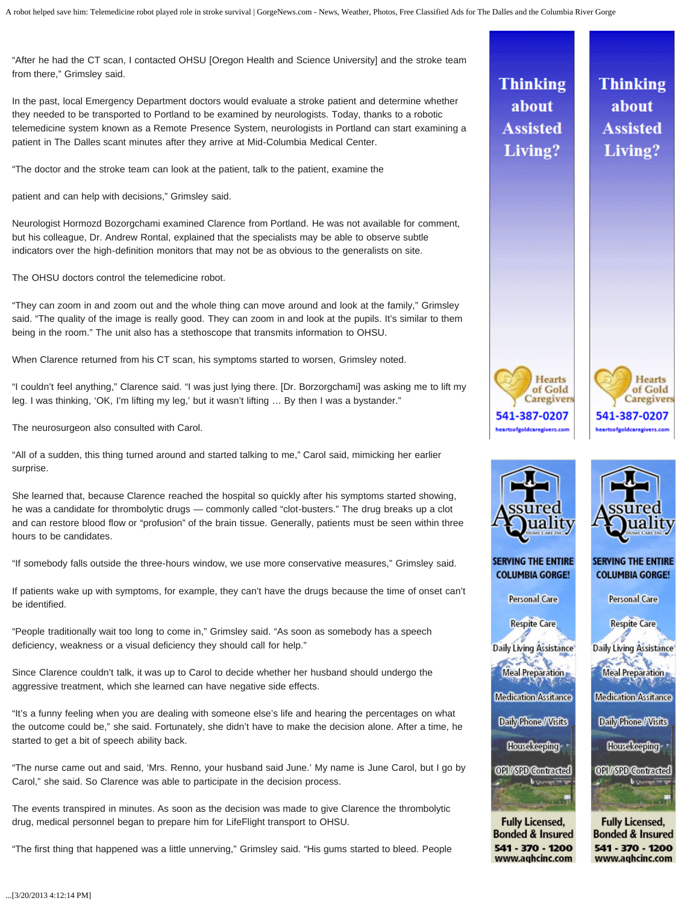"After he had the CT scan, I contacted OHSU [Oregon Health and Science University] and the stroke team from there," Grimsley said.

In the past, local Emergency Department doctors would evaluate a stroke patient and determine whether they needed to be transported to Portland to be examined by neurologists. Today, thanks to a robotic telemedicine system known as a Remote Presence System, neurologists in Portland can start examining a patient in The Dalles scant minutes after they arrive at Mid-Columbia Medical Center.

"The doctor and the stroke team can look at the patient, talk to the patient, examine the

patient and can help with decisions," Grimsley said.

Neurologist Hormozd Bozorgchami examined Clarence from Portland. He was not available for comment, but his colleague, Dr. Andrew Rontal, explained that the specialists may be able to observe subtle indicators over the high-definition monitors that may not be as obvious to the generalists on site.

The OHSU doctors control the telemedicine robot.

"They can zoom in and zoom out and the whole thing can move around and look at the family," Grimsley said. "The quality of the image is really good. They can zoom in and look at the pupils. It's similar to them being in the room." The unit also has a stethoscope that transmits information to OHSU.

When Clarence returned from his CT scan, his symptoms started to worsen, Grimsley noted.

"I couldn't feel anything," Clarence said. "I was just lying there. [Dr. Borzorgchami] was asking me to lift my leg. I was thinking, 'OK, I'm lifting my leg,' but it wasn't lifting … By then I was a bystander."

The neurosurgeon also consulted with Carol.

"All of a sudden, this thing turned around and started talking to me," Carol said, mimicking her earlier surprise.

She learned that, because Clarence reached the hospital so quickly after his symptoms started showing, he was a candidate for thrombolytic drugs — commonly called "clot-busters." The drug breaks up a clot and can restore blood flow or "profusion" of the brain tissue. Generally, patients must be seen within three hours to be candidates.

"If somebody falls outside the three-hours window, we use more conservative measures," Grimsley said.

If patients wake up with symptoms, for example, they can't have the drugs because the time of onset can't be identified.

"People traditionally wait too long to come in," Grimsley said. "As soon as somebody has a speech deficiency, weakness or a visual deficiency they should call for help."

Since Clarence couldn't talk, it was up to Carol to decide whether her husband should undergo the aggressive treatment, which she learned can have negative side effects.

"It's a funny feeling when you are dealing with someone else's life and hearing the percentages on what the outcome could be," she said. Fortunately, she didn't have to make the decision alone. After a time, he started to get a bit of speech ability back.

"The nurse came out and said, 'Mrs. Renno, your husband said June.' My name is June Carol, but I go by Carol," she said. So Clarence was able to participate in the decision process.

The events transpired in minutes. As soon as the decision was made to give Clarence the thrombolytic drug, medical personnel began to prepare him for LifeFlight transport to OHSU.

"The first thing that happened was a little unnerving," Grimsley said. "His gums started to bleed. People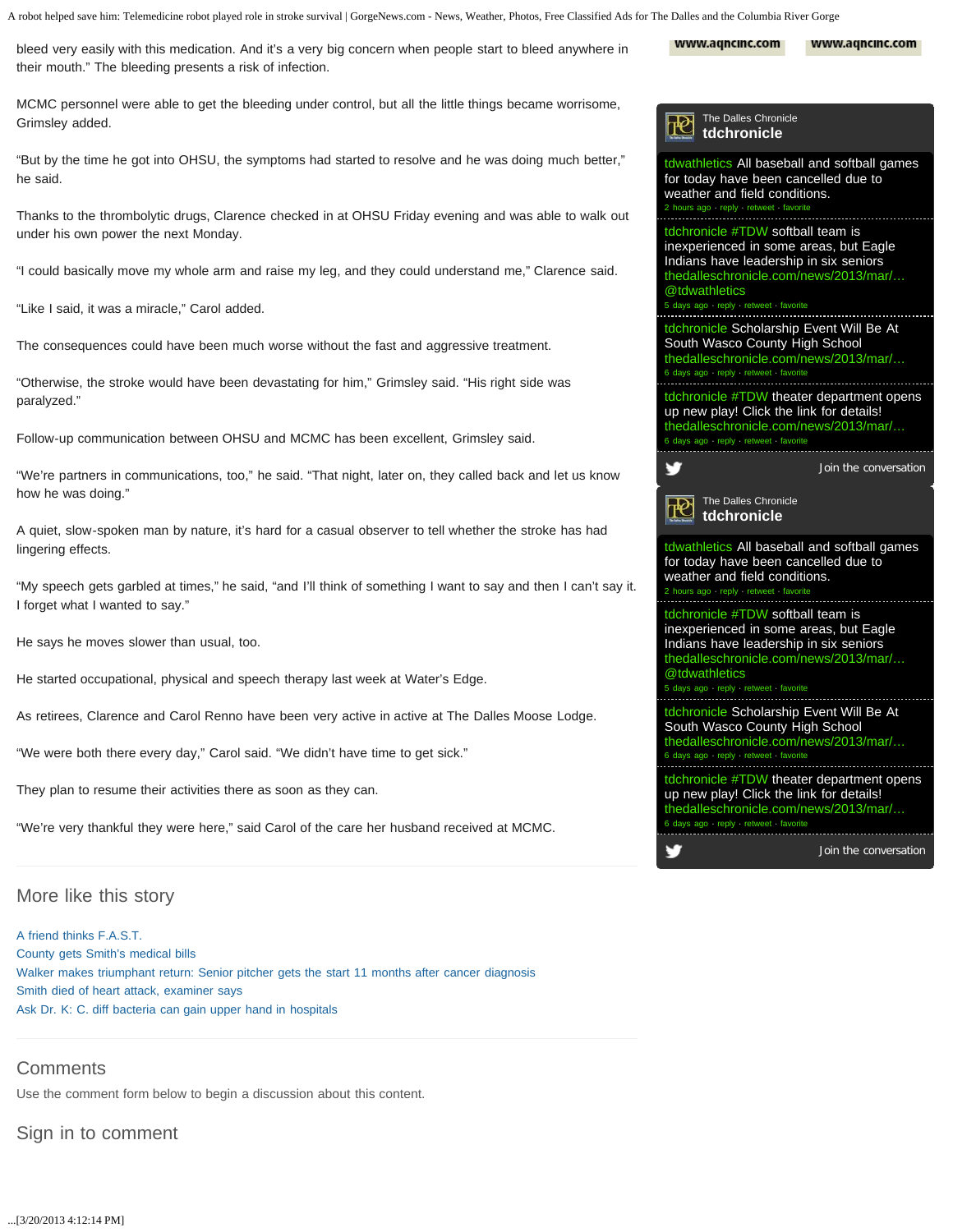bleed very easily with this medication. And it's a very big concern when people start to bleed anywhere in their mouth." The bleeding presents a risk of infection.

MCMC personnel were able to get the bleeding under control, but all the little things became worrisome, Grimsley added.

"But by the time he got into OHSU, the symptoms had started to resolve and he was doing much better," he said.

Thanks to the thrombolytic drugs, Clarence checked in at OHSU Friday evening and was able to walk out under his own power the next Monday.

"I could basically move my whole arm and raise my leg, and they could understand me," Clarence said.

"Like I said, it was a miracle," Carol added.

The consequences could have been much worse without the fast and aggressive treatment.

"Otherwise, the stroke would have been devastating for him," Grimsley said. "His right side was paralyzed."

Follow-up communication between OHSU and MCMC has been excellent, Grimsley said.

"We're partners in communications, too," he said. "That night, later on, they called back and let us know how he was doing."

A quiet, slow-spoken man by nature, it's hard for a casual observer to tell whether the stroke has had lingering effects.

"My speech gets garbled at times," he said, "and I'll think of something I want to say and then I can't say it. I forget what I wanted to say."

He says he moves slower than usual, too.

He started occupational, physical and speech therapy last week at Water's Edge.

As retirees, Clarence and Carol Renno have been very active in active at The Dalles Moose Lodge.

"We were both there every day," Carol said. "We didn't have time to get sick."

They plan to resume their activities there as soon as they can.

"We're very thankful they were here," said Carol of the care her husband received at MCMC.

## More like this story

- A friend thinks F.A.S.T.
- County gets Smith's medical bills
- Walker makes triumphant return: Senior pitcher gets the start 11 months after cancer diagnosis
- Smith died of heart attack, examiner says
- Ask Dr. K: C. diff bacteria can gain upper hand in hospitals

## Comments

Use the comment form below to begin a discussion about this content.

## Sign in to comment

The Dalles Chronicle
**tdchronicle**

tdwathletics All baseball and softball games for today have been cancelled due to weather and field conditions.
2 hours ago · reply · retweet · favorite

tdchronicle #TDW softball team is inexperienced in some areas, but Eagle Indians have leadership in six seniors thedalleschronicle.com/news/2013/mar/… @tdwathletics
5 days ago · reply · retweet · favorite

tdchronicle Scholarship Event Will Be At South Wasco County High School thedalleschronicle.com/news/2013/mar/…
6 days ago · reply · retweet · favorite

tdchronicle #TDW theater department opens up new play! Click the link for details! thedalleschronicle.com/news/2013/mar/…
6 days ago · reply · retweet · favorite

Join the conversation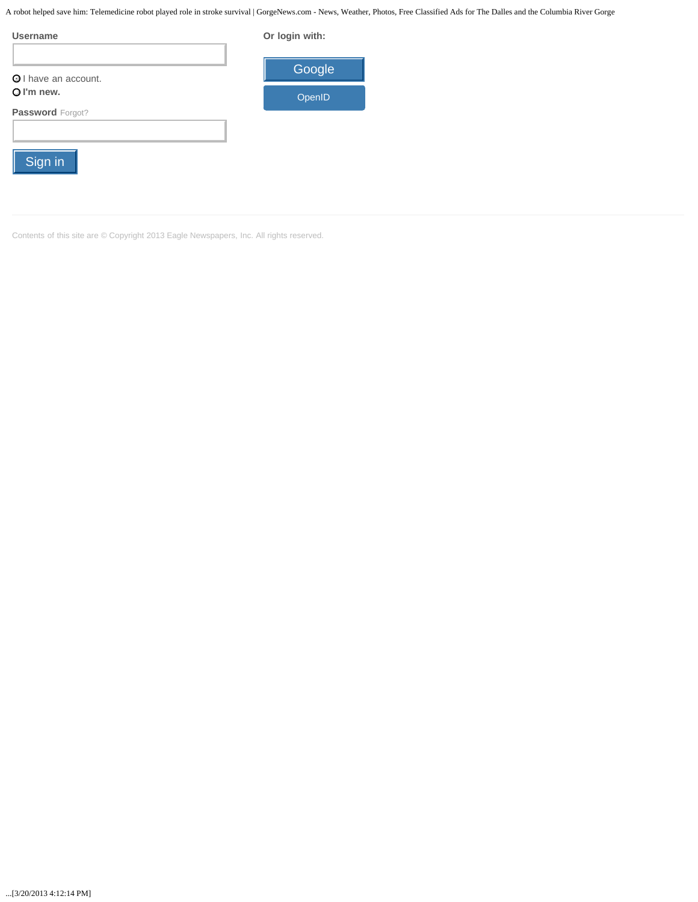**Username**

I have an account.

**I'm new.**

**Password** Forgot?

Sign in

**Or login with:**

Google

OpenID

---

Contents of this site are © Copyright 2013 Eagle Newspapers, Inc. All rights reserved.